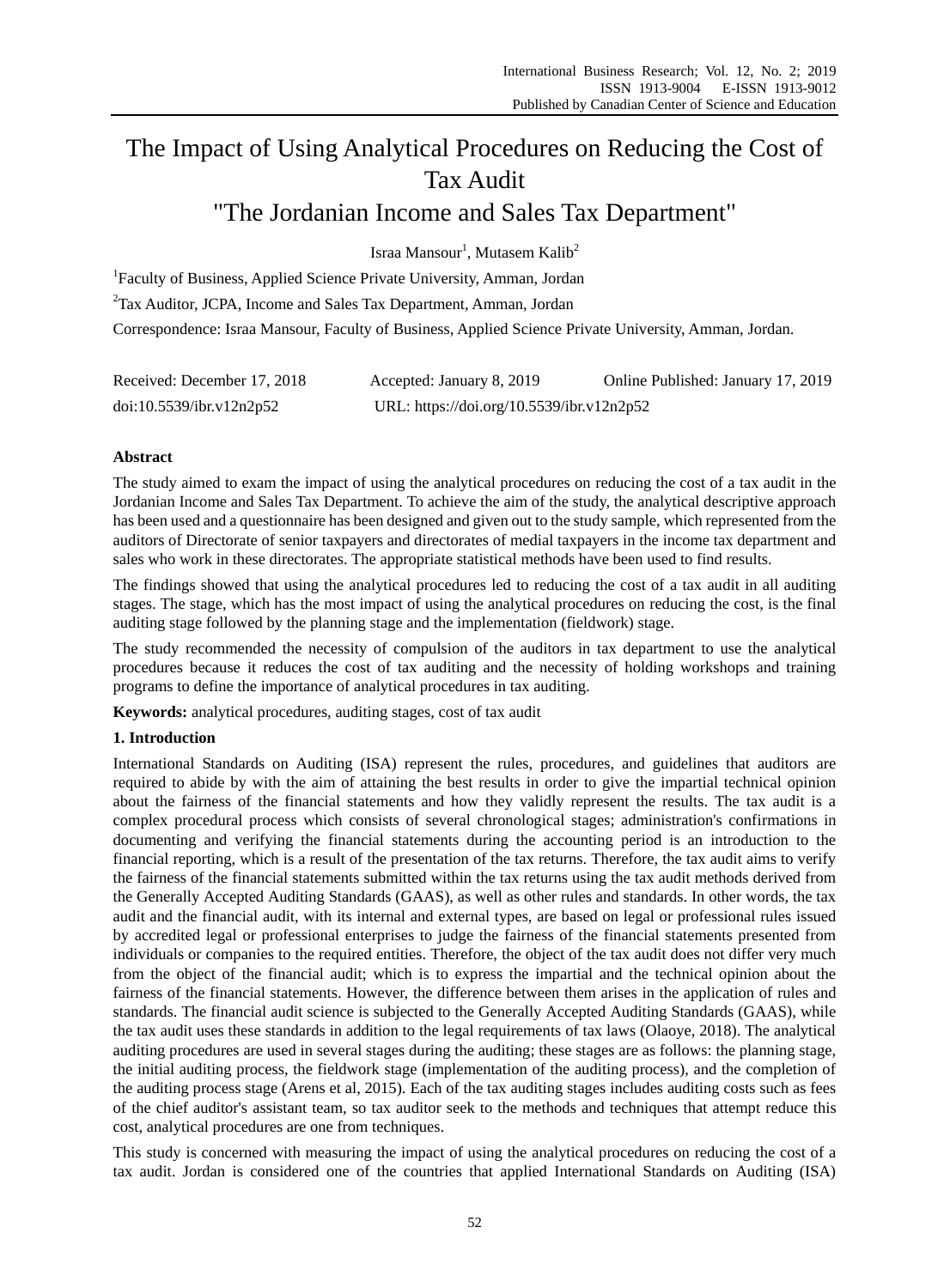# The Impact of Using Analytical Procedures on Reducing the Cost of Tax Audit

## "The Jordanian Income and Sales Tax Department"

Israa Mansour[1], Mutasem Kalib[2]

[1]Faculty of Business, Applied Science Private University, Amman, Jordan

[2]Tax Auditor, JCPA, Income and Sales Tax Department, Amman, Jordan

Correspondence: Israa Mansour, Faculty of Business, Applied Science Private University, Amman, Jordan.

Received: December 17, 2018 Accepted: January 8, 2019 Online Published: January 17, 2019

doi:10.5539/ibr.v12n2p52 URL: https://doi.org/10.5539/ibr.v12n2p52

**Abstract**

The study aimed to exam the impact of using the analytical procedures on reducing the cost of a tax audit in the Jordanian Income and Sales Tax Department. To achieve the aim of the study, the analytical descriptive approach has been used and a questionnaire has been designed and given out to the study sample, which represented from the auditors of Directorate of senior taxpayers and directorates of medial taxpayers in the income tax department and sales who work in these directorates. The appropriate statistical methods have been used to find results.

The findings showed that using the analytical procedures led to reducing the cost of a tax audit in all auditing stages. The stage, which has the most impact of using the analytical procedures on reducing the cost, is the final auditing stage followed by the planning stage and the implementation (fieldwork) stage.

The study recommended the necessity of compulsion of the auditors in tax department to use the analytical procedures because it reduces the cost of tax auditing and the necessity of holding workshops and training programs to define the importance of analytical procedures in tax auditing.

**Keywords:** analytical procedures, auditing stages, cost of tax audit

**1. Introduction**

International Standards on Auditing (ISA) represent the rules, procedures, and guidelines that auditors are required to abide by with the aim of attaining the best results in order to give the impartial technical opinion about the fairness of the financial statements and how they validly represent the results. The tax audit is a complex procedural process which consists of several chronological stages; administration's confirmations in documenting and verifying the financial statements during the accounting period is an introduction to the financial reporting, which is a result of the presentation of the tax returns. Therefore, the tax audit aims to verify the fairness of the financial statements submitted within the tax returns using the tax audit methods derived from the Generally Accepted Auditing Standards (GAAS), as well as other rules and standards. In other words, the tax audit and the financial audit, with its internal and external types, are based on legal or professional rules issued by accredited legal or professional enterprises to judge the fairness of the financial statements presented from individuals or companies to the required entities. Therefore, the object of the tax audit does not differ very much from the object of the financial audit; which is to express the impartial and the technical opinion about the fairness of the financial statements. However, the difference between them arises in the application of rules and standards. The financial audit science is subjected to the Generally Accepted Auditing Standards (GAAS), while the tax audit uses these standards in addition to the legal requirements of tax laws (Olaoye, 2018). The analytical auditing procedures are used in several stages during the auditing; these stages are as follows: the planning stage, the initial auditing process, the fieldwork stage (implementation of the auditing process), and the completion of the auditing process stage (Arens et al, 2015). Each of the tax auditing stages includes auditing costs such as fees of the chief auditor's assistant team, so tax auditor seek to the methods and techniques that attempt reduce this cost, analytical procedures are one from techniques.

This study is concerned with measuring the impact of using the analytical procedures on reducing the cost of a tax audit. Jordan is considered one of the countries that applied International Standards on Auditing (ISA)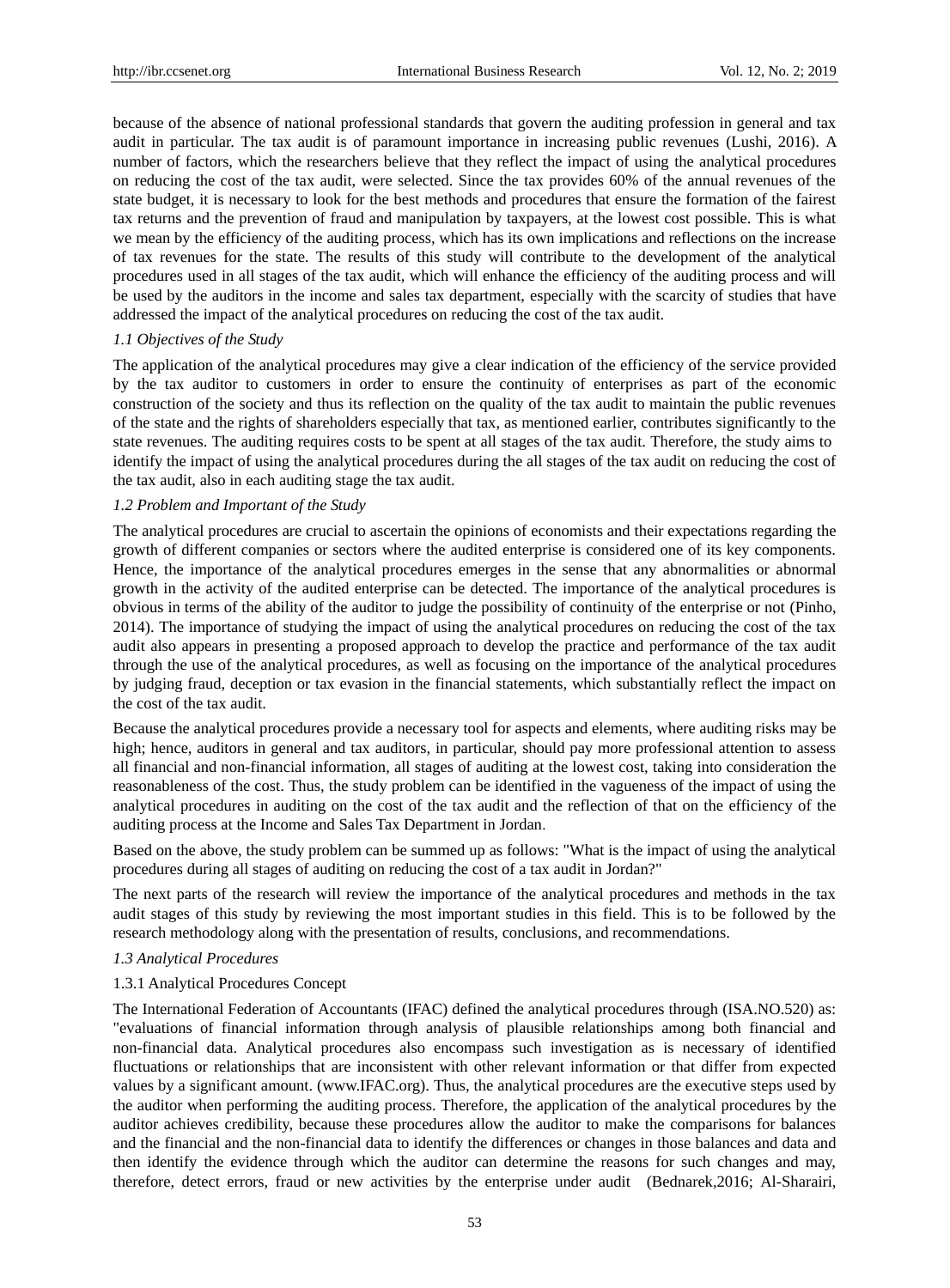because of the absence of national professional standards that govern the auditing profession in general and tax audit in particular. The tax audit is of paramount importance in increasing public revenues (Lushi, 2016). A number of factors, which the researchers believe that they reflect the impact of using the analytical procedures on reducing the cost of the tax audit, were selected. Since the tax provides 60% of the annual revenues of the state budget, it is necessary to look for the best methods and procedures that ensure the formation of the fairest tax returns and the prevention of fraud and manipulation by taxpayers, at the lowest cost possible. This is what we mean by the efficiency of the auditing process, which has its own implications and reflections on the increase of tax revenues for the state. The results of this study will contribute to the development of the analytical procedures used in all stages of the tax audit, which will enhance the efficiency of the auditing process and will be used by the auditors in the income and sales tax department, especially with the scarcity of studies that have addressed the impact of the analytical procedures on reducing the cost of the tax audit.

### *1.1 Objectives of the Study*

The application of the analytical procedures may give a clear indication of the efficiency of the service provided by the tax auditor to customers in order to ensure the continuity of enterprises as part of the economic construction of the society and thus its reflection on the quality of the tax audit to maintain the public revenues of the state and the rights of shareholders especially that tax, as mentioned earlier, contributes significantly to the state revenues. The auditing requires costs to be spent at all stages of the tax audit. Therefore, the study aims to identify the impact of using the analytical procedures during the all stages of the tax audit on reducing the cost of the tax audit, also in each auditing stage the tax audit.

### *1.2 Problem and Important of the Study*

The analytical procedures are crucial to ascertain the opinions of economists and their expectations regarding the growth of different companies or sectors where the audited enterprise is considered one of its key components. Hence, the importance of the analytical procedures emerges in the sense that any abnormalities or abnormal growth in the activity of the audited enterprise can be detected. The importance of the analytical procedures is obvious in terms of the ability of the auditor to judge the possibility of continuity of the enterprise or not (Pinho, 2014). The importance of studying the impact of using the analytical procedures on reducing the cost of the tax audit also appears in presenting a proposed approach to develop the practice and performance of the tax audit through the use of the analytical procedures, as well as focusing on the importance of the analytical procedures by judging fraud, deception or tax evasion in the financial statements, which substantially reflect the impact on the cost of the tax audit.

Because the analytical procedures provide a necessary tool for aspects and elements, where auditing risks may be high; hence, auditors in general and tax auditors, in particular, should pay more professional attention to assess all financial and non-financial information, all stages of auditing at the lowest cost, taking into consideration the reasonableness of the cost. Thus, the study problem can be identified in the vagueness of the impact of using the analytical procedures in auditing on the cost of the tax audit and the reflection of that on the efficiency of the auditing process at the Income and Sales Tax Department in Jordan.

Based on the above, the study problem can be summed up as follows: "What is the impact of using the analytical procedures during all stages of auditing on reducing the cost of a tax audit in Jordan?"

The next parts of the research will review the importance of the analytical procedures and methods in the tax audit stages of this study by reviewing the most important studies in this field. This is to be followed by the research methodology along with the presentation of results, conclusions, and recommendations.

### *1.3 Analytical Procedures*

#### 1.3.1 Analytical Procedures Concept

The International Federation of Accountants (IFAC) defined the analytical procedures through (ISA.NO.520) as: "evaluations of financial information through analysis of plausible relationships among both financial and non-financial data. Analytical procedures also encompass such investigation as is necessary of identified fluctuations or relationships that are inconsistent with other relevant information or that differ from expected values by a significant amount. (www.IFAC.org). Thus, the analytical procedures are the executive steps used by the auditor when performing the auditing process. Therefore, the application of the analytical procedures by the auditor achieves credibility, because these procedures allow the auditor to make the comparisons for balances and the financial and the non-financial data to identify the differences or changes in those balances and data and then identify the evidence through which the auditor can determine the reasons for such changes and may, therefore, detect errors, fraud or new activities by the enterprise under audit (Bednarek,2016; Al-Sharairi,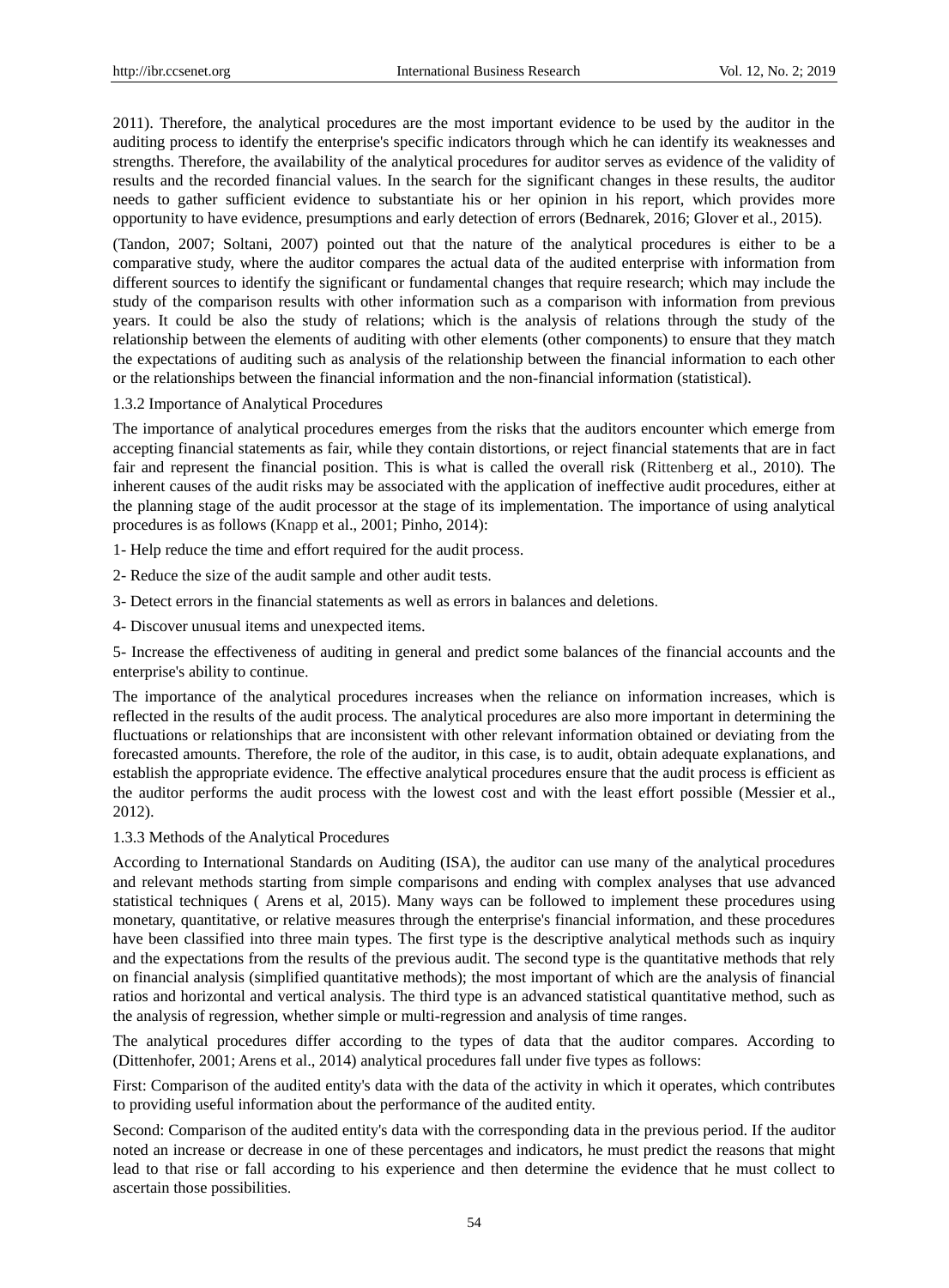2011). Therefore, the analytical procedures are the most important evidence to be used by the auditor in the auditing process to identify the enterprise's specific indicators through which he can identify its weaknesses and strengths. Therefore, the availability of the analytical procedures for auditor serves as evidence of the validity of results and the recorded financial values. In the search for the significant changes in these results, the auditor needs to gather sufficient evidence to substantiate his or her opinion in his report, which provides more opportunity to have evidence, presumptions and early detection of errors (Bednarek, 2016; Glover et al., 2015).

(Tandon, 2007; Soltani, 2007) pointed out that the nature of the analytical procedures is either to be a comparative study, where the auditor compares the actual data of the audited enterprise with information from different sources to identify the significant or fundamental changes that require research; which may include the study of the comparison results with other information such as a comparison with information from previous years. It could be also the study of relations; which is the analysis of relations through the study of the relationship between the elements of auditing with other elements (other components) to ensure that they match the expectations of auditing such as analysis of the relationship between the financial information to each other or the relationships between the financial information and the non-financial information (statistical).

### 1.3.2 Importance of Analytical Procedures

The importance of analytical procedures emerges from the risks that the auditors encounter which emerge from accepting financial statements as fair, while they contain distortions, or reject financial statements that are in fact fair and represent the financial position. This is what is called the overall risk (Rittenberg et al., 2010). The inherent causes of the audit risks may be associated with the application of ineffective audit procedures, either at the planning stage of the audit processor at the stage of its implementation. The importance of using analytical procedures is as follows (Knapp et al., 2001; Pinho, 2014):

1- Help reduce the time and effort required for the audit process.

2- Reduce the size of the audit sample and other audit tests.

3- Detect errors in the financial statements as well as errors in balances and deletions.

4- Discover unusual items and unexpected items.

5- Increase the effectiveness of auditing in general and predict some balances of the financial accounts and the enterprise's ability to continue.

The importance of the analytical procedures increases when the reliance on information increases, which is reflected in the results of the audit process. The analytical procedures are also more important in determining the fluctuations or relationships that are inconsistent with other relevant information obtained or deviating from the forecasted amounts. Therefore, the role of the auditor, in this case, is to audit, obtain adequate explanations, and establish the appropriate evidence. The effective analytical procedures ensure that the audit process is efficient as the auditor performs the audit process with the lowest cost and with the least effort possible (Messier et al., 2012).

### 1.3.3 Methods of the Analytical Procedures

According to International Standards on Auditing (ISA), the auditor can use many of the analytical procedures and relevant methods starting from simple comparisons and ending with complex analyses that use advanced statistical techniques ( Arens et al, 2015). Many ways can be followed to implement these procedures using monetary, quantitative, or relative measures through the enterprise's financial information, and these procedures have been classified into three main types. The first type is the descriptive analytical methods such as inquiry and the expectations from the results of the previous audit. The second type is the quantitative methods that rely on financial analysis (simplified quantitative methods); the most important of which are the analysis of financial ratios and horizontal and vertical analysis. The third type is an advanced statistical quantitative method, such as the analysis of regression, whether simple or multi-regression and analysis of time ranges.

The analytical procedures differ according to the types of data that the auditor compares. According to (Dittenhofer, 2001; Arens et al., 2014) analytical procedures fall under five types as follows:

First: Comparison of the audited entity's data with the data of the activity in which it operates, which contributes to providing useful information about the performance of the audited entity.

Second: Comparison of the audited entity's data with the corresponding data in the previous period. If the auditor noted an increase or decrease in one of these percentages and indicators, he must predict the reasons that might lead to that rise or fall according to his experience and then determine the evidence that he must collect to ascertain those possibilities.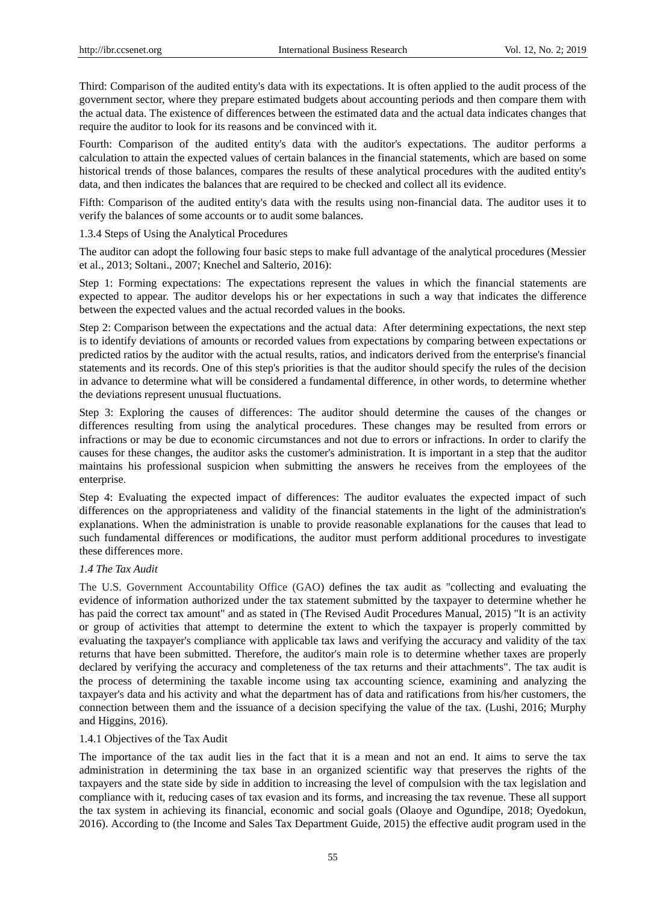Third: Comparison of the audited entity's data with its expectations. It is often applied to the audit process of the government sector, where they prepare estimated budgets about accounting periods and then compare them with the actual data. The existence of differences between the estimated data and the actual data indicates changes that require the auditor to look for its reasons and be convinced with it.

Fourth: Comparison of the audited entity's data with the auditor's expectations. The auditor performs a calculation to attain the expected values of certain balances in the financial statements, which are based on some historical trends of those balances, compares the results of these analytical procedures with the audited entity's data, and then indicates the balances that are required to be checked and collect all its evidence.

Fifth: Comparison of the audited entity's data with the results using non-financial data. The auditor uses it to verify the balances of some accounts or to audit some balances.

#### 1.3.4 Steps of Using the Analytical Procedures

The auditor can adopt the following four basic steps to make full advantage of the analytical procedures (Messier et al., 2013; Soltani., 2007; Knechel and Salterio, 2016):

Step 1: Forming expectations: The expectations represent the values in which the financial statements are expected to appear. The auditor develops his or her expectations in such a way that indicates the difference between the expected values and the actual recorded values in the books.

Step 2: Comparison between the expectations and the actual data: After determining expectations, the next step is to identify deviations of amounts or recorded values from expectations by comparing between expectations or predicted ratios by the auditor with the actual results, ratios, and indicators derived from the enterprise's financial statements and its records. One of this step's priorities is that the auditor should specify the rules of the decision in advance to determine what will be considered a fundamental difference, in other words, to determine whether the deviations represent unusual fluctuations.

Step 3: Exploring the causes of differences: The auditor should determine the causes of the changes or differences resulting from using the analytical procedures. These changes may be resulted from errors or infractions or may be due to economic circumstances and not due to errors or infractions. In order to clarify the causes for these changes, the auditor asks the customer's administration. It is important in a step that the auditor maintains his professional suspicion when submitting the answers he receives from the employees of the enterprise.

Step 4: Evaluating the expected impact of differences: The auditor evaluates the expected impact of such differences on the appropriateness and validity of the financial statements in the light of the administration's explanations. When the administration is unable to provide reasonable explanations for the causes that lead to such fundamental differences or modifications, the auditor must perform additional procedures to investigate these differences more.

### *1.4 The Tax Audit*

The U.S. Government Accountability Office (GAO) defines the tax audit as "collecting and evaluating the evidence of information authorized under the tax statement submitted by the taxpayer to determine whether he has paid the correct tax amount" and as stated in (The Revised Audit Procedures Manual, 2015) "It is an activity or group of activities that attempt to determine the extent to which the taxpayer is properly committed by evaluating the taxpayer's compliance with applicable tax laws and verifying the accuracy and validity of the tax returns that have been submitted. Therefore, the auditor's main role is to determine whether taxes are properly declared by verifying the accuracy and completeness of the tax returns and their attachments". The tax audit is the process of determining the taxable income using tax accounting science, examining and analyzing the taxpayer's data and his activity and what the department has of data and ratifications from his/her customers, the connection between them and the issuance of a decision specifying the value of the tax. (Lushi, 2016; Murphy and Higgins, 2016).

#### 1.4.1 Objectives of the Tax Audit

The importance of the tax audit lies in the fact that it is a mean and not an end. It aims to serve the tax administration in determining the tax base in an organized scientific way that preserves the rights of the taxpayers and the state side by side in addition to increasing the level of compulsion with the tax legislation and compliance with it, reducing cases of tax evasion and its forms, and increasing the tax revenue. These all support the tax system in achieving its financial, economic and social goals (Olaoye and Ogundipe, 2018; Oyedokun, 2016). According to (the Income and Sales Tax Department Guide, 2015) the effective audit program used in the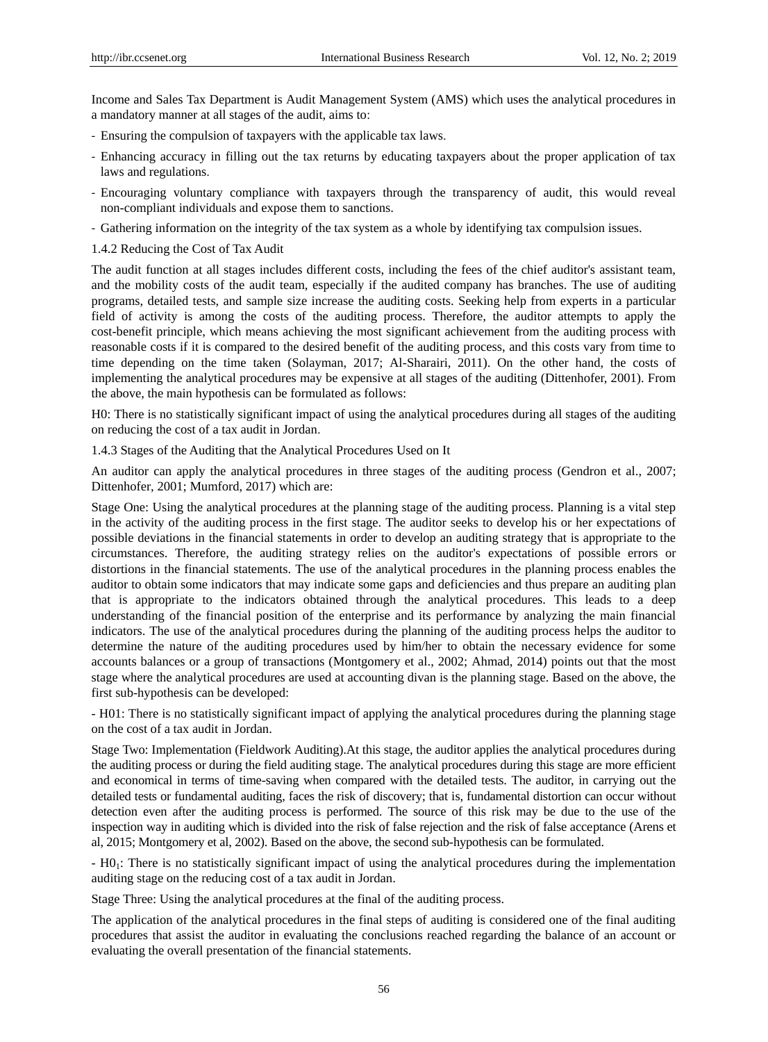Income and Sales Tax Department is Audit Management System (AMS) which uses the analytical procedures in a mandatory manner at all stages of the audit, aims to:

- Ensuring the compulsion of taxpayers with the applicable tax laws.
- Enhancing accuracy in filling out the tax returns by educating taxpayers about the proper application of tax laws and regulations.
- Encouraging voluntary compliance with taxpayers through the transparency of audit, this would reveal non-compliant individuals and expose them to sanctions.
- Gathering information on the integrity of the tax system as a whole by identifying tax compulsion issues.

### 1.4.2 Reducing the Cost of Tax Audit

The audit function at all stages includes different costs, including the fees of the chief auditor's assistant team, and the mobility costs of the audit team, especially if the audited company has branches. The use of auditing programs, detailed tests, and sample size increase the auditing costs. Seeking help from experts in a particular field of activity is among the costs of the auditing process. Therefore, the auditor attempts to apply the cost-benefit principle, which means achieving the most significant achievement from the auditing process with reasonable costs if it is compared to the desired benefit of the auditing process, and this costs vary from time to time depending on the time taken (Solayman, 2017; Al-Sharairi, 2011). On the other hand, the costs of implementing the analytical procedures may be expensive at all stages of the auditing (Dittenhofer, 2001). From the above, the main hypothesis can be formulated as follows:

H0: There is no statistically significant impact of using the analytical procedures during all stages of the auditing on reducing the cost of a tax audit in Jordan.

### 1.4.3 Stages of the Auditing that the Analytical Procedures Used on It

An auditor can apply the analytical procedures in three stages of the auditing process (Gendron et al., 2007; Dittenhofer, 2001; Mumford, 2017) which are:

Stage One: Using the analytical procedures at the planning stage of the auditing process. Planning is a vital step in the activity of the auditing process in the first stage. The auditor seeks to develop his or her expectations of possible deviations in the financial statements in order to develop an auditing strategy that is appropriate to the circumstances. Therefore, the auditing strategy relies on the auditor's expectations of possible errors or distortions in the financial statements. The use of the analytical procedures in the planning process enables the auditor to obtain some indicators that may indicate some gaps and deficiencies and thus prepare an auditing plan that is appropriate to the indicators obtained through the analytical procedures. This leads to a deep understanding of the financial position of the enterprise and its performance by analyzing the main financial indicators. The use of the analytical procedures during the planning of the auditing process helps the auditor to determine the nature of the auditing procedures used by him/her to obtain the necessary evidence for some accounts balances or a group of transactions (Montgomery et al., 2002; Ahmad, 2014) points out that the most stage where the analytical procedures are used at accounting divan is the planning stage. Based on the above, the first sub-hypothesis can be developed:

- H01: There is no statistically significant impact of applying the analytical procedures during the planning stage on the cost of a tax audit in Jordan.

Stage Two: Implementation (Fieldwork Auditing).At this stage, the auditor applies the analytical procedures during the auditing process or during the field auditing stage. The analytical procedures during this stage are more efficient and economical in terms of time-saving when compared with the detailed tests. The auditor, in carrying out the detailed tests or fundamental auditing, faces the risk of discovery; that is, fundamental distortion can occur without detection even after the auditing process is performed. The source of this risk may be due to the use of the inspection way in auditing which is divided into the risk of false rejection and the risk of false acceptance (Arens et al, 2015; Montgomery et al, 2002). Based on the above, the second sub-hypothesis can be formulated.

- $H0_1$: There is no statistically significant impact of using the analytical procedures during the implementation auditing stage on the reducing cost of a tax audit in Jordan.

Stage Three: Using the analytical procedures at the final of the auditing process.

The application of the analytical procedures in the final steps of auditing is considered one of the final auditing procedures that assist the auditor in evaluating the conclusions reached regarding the balance of an account or evaluating the overall presentation of the financial statements.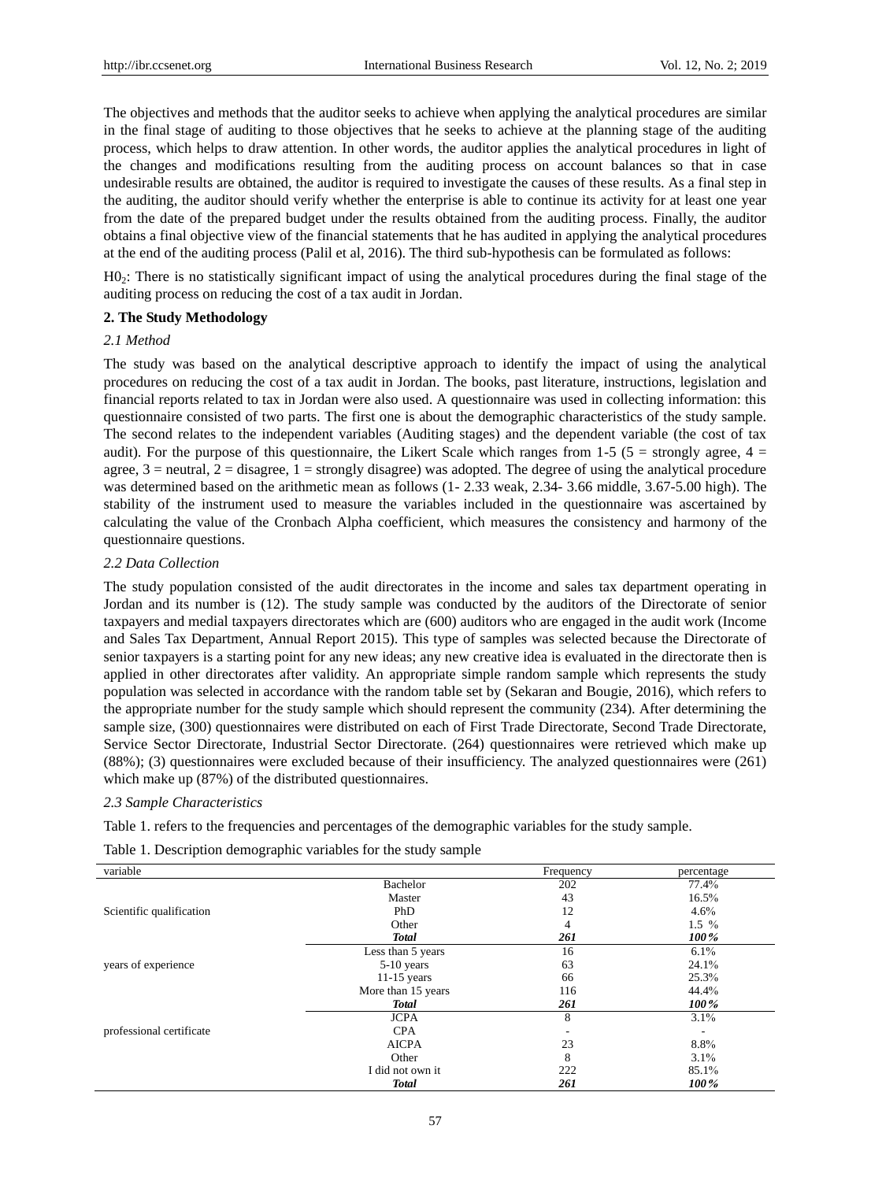The objectives and methods that the auditor seeks to achieve when applying the analytical procedures are similar in the final stage of auditing to those objectives that he seeks to achieve at the planning stage of the auditing process, which helps to draw attention. In other words, the auditor applies the analytical procedures in light of the changes and modifications resulting from the auditing process on account balances so that in case undesirable results are obtained, the auditor is required to investigate the causes of these results. As a final step in the auditing, the auditor should verify whether the enterprise is able to continue its activity for at least one year from the date of the prepared budget under the results obtained from the auditing process. Finally, the auditor obtains a final objective view of the financial statements that he has audited in applying the analytical procedures at the end of the auditing process (Palil et al, 2016). The third sub-hypothesis can be formulated as follows:

$H0_2$: There is no statistically significant impact of using the analytical procedures during the final stage of the auditing process on reducing the cost of a tax audit in Jordan.

## 2. The Study Methodology

### *2.1 Method*

The study was based on the analytical descriptive approach to identify the impact of using the analytical procedures on reducing the cost of a tax audit in Jordan. The books, past literature, instructions, legislation and financial reports related to tax in Jordan were also used. A questionnaire was used in collecting information: this questionnaire consisted of two parts. The first one is about the demographic characteristics of the study sample. The second relates to the independent variables (Auditing stages) and the dependent variable (the cost of tax audit). For the purpose of this questionnaire, the Likert Scale which ranges from 1-5 (5 = strongly agree, 4 = agree, 3 = neutral, 2 = disagree, 1 = strongly disagree) was adopted. The degree of using the analytical procedure was determined based on the arithmetic mean as follows (1- 2.33 weak, 2.34- 3.66 middle, 3.67-5.00 high). The stability of the instrument used to measure the variables included in the questionnaire was ascertained by calculating the value of the Cronbach Alpha coefficient, which measures the consistency and harmony of the questionnaire questions.

### *2.2 Data Collection*

The study population consisted of the audit directorates in the income and sales tax department operating in Jordan and its number is (12). The study sample was conducted by the auditors of the Directorate of senior taxpayers and medial taxpayers directorates which are (600) auditors who are engaged in the audit work (Income and Sales Tax Department, Annual Report 2015). This type of samples was selected because the Directorate of senior taxpayers is a starting point for any new ideas; any new creative idea is evaluated in the directorate then is applied in other directorates after validity. An appropriate simple random sample which represents the study population was selected in accordance with the random table set by (Sekaran and Bougie, 2016), which refers to the appropriate number for the study sample which should represent the community (234). After determining the sample size, (300) questionnaires were distributed on each of First Trade Directorate, Second Trade Directorate, Service Sector Directorate, Industrial Sector Directorate. (264) questionnaires were retrieved which make up (88%); (3) questionnaires were excluded because of their insufficiency. The analyzed questionnaires were (261) which make up (87%) of the distributed questionnaires.

### *2.3 Sample Characteristics*

Table 1. refers to the frequencies and percentages of the demographic variables for the study sample.

Table 1. Description demographic variables for the study sample

| variable | | Frequency | percentage |
|---|---|---|---|
| Scientific qualification | Bachelor | 202 | 77.4% |
| | Master | 43 | 16.5% |
| | PhD | 12 | 4.6% |
| | Other | 4 | 1.5 % |
| | ***Total*** | ***261*** | ***100%*** |
| years of experience | Less than 5 years | 16 | 6.1% |
| | 5-10 years | 63 | 24.1% |
| | 11-15 years | 66 | 25.3% |
| | More than 15 years | 116 | 44.4% |
| | ***Total*** | ***261*** | ***100%*** |
| professional certificate | JCPA | 8 | 3.1% |
| | CPA | - | - |
| | AICPA | 23 | 8.8% |
| | Other | 8 | 3.1% |
| | I did not own it | 222 | 85.1% |
| | ***Total*** | ***261*** | ***100%*** |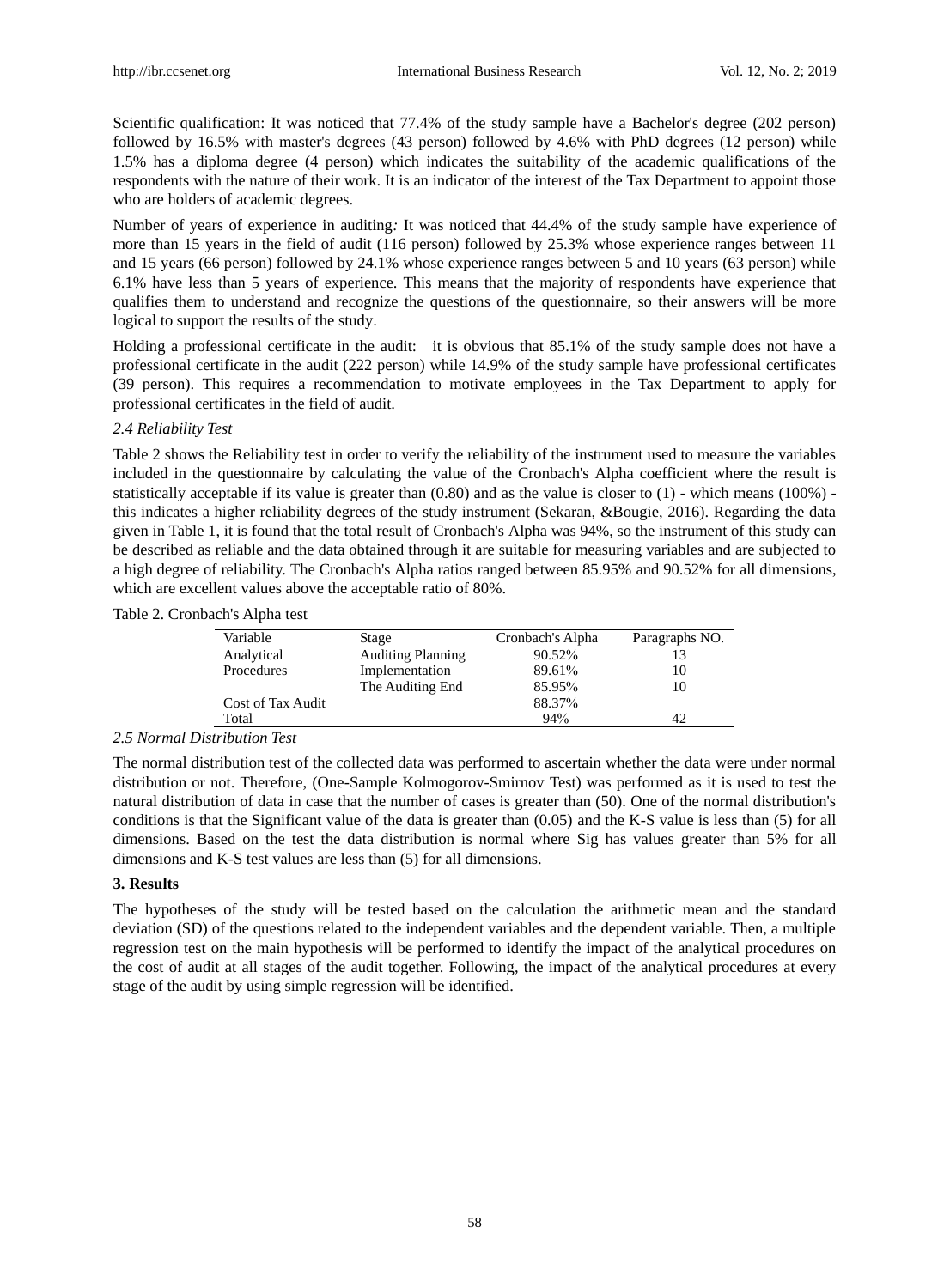Scientific qualification: It was noticed that 77.4% of the study sample have a Bachelor's degree (202 person) followed by 16.5% with master's degrees (43 person) followed by 4.6% with PhD degrees (12 person) while 1.5% has a diploma degree (4 person) which indicates the suitability of the academic qualifications of the respondents with the nature of their work. It is an indicator of the interest of the Tax Department to appoint those who are holders of academic degrees.

Number of years of experience in auditing*:* It was noticed that 44.4% of the study sample have experience of more than 15 years in the field of audit (116 person) followed by 25.3% whose experience ranges between 11 and 15 years (66 person) followed by 24.1% whose experience ranges between 5 and 10 years (63 person) while 6.1% have less than 5 years of experience. This means that the majority of respondents have experience that qualifies them to understand and recognize the questions of the questionnaire, so their answers will be more logical to support the results of the study.

Holding a professional certificate in the audit: it is obvious that 85.1% of the study sample does not have a professional certificate in the audit (222 person) while 14.9% of the study sample have professional certificates (39 person). This requires a recommendation to motivate employees in the Tax Department to apply for professional certificates in the field of audit.

### *2.4 Reliability Test*

Table 2 shows the Reliability test in order to verify the reliability of the instrument used to measure the variables included in the questionnaire by calculating the value of the Cronbach's Alpha coefficient where the result is statistically acceptable if its value is greater than (0.80) and as the value is closer to (1) - which means (100%) - this indicates a higher reliability degrees of the study instrument (Sekaran, &Bougie, 2016). Regarding the data given in Table 1, it is found that the total result of Cronbach's Alpha was 94%, so the instrument of this study can be described as reliable and the data obtained through it are suitable for measuring variables and are subjected to a high degree of reliability. The Cronbach's Alpha ratios ranged between 85.95% and 90.52% for all dimensions, which are excellent values above the acceptable ratio of 80%.

Table 2. Cronbach's Alpha test

| Variable | Stage | Cronbach's Alpha | Paragraphs NO. |
|---|---|---|---|
| Analytical | Auditing Planning | 90.52% | 13 |
| Procedures | Implementation | 89.61% | 10 |
| | The Auditing End | 85.95% | 10 |
| Cost of Tax Audit | | 88.37% | |
| Total | | 94% | 42 |

### *2.5 Normal Distribution Test*

The normal distribution test of the collected data was performed to ascertain whether the data were under normal distribution or not. Therefore, (One-Sample Kolmogorov-Smirnov Test) was performed as it is used to test the natural distribution of data in case that the number of cases is greater than (50). One of the normal distribution's conditions is that the Significant value of the data is greater than (0.05) and the K-S value is less than (5) for all dimensions. Based on the test the data distribution is normal where Sig has values greater than 5% for all dimensions and K-S test values are less than (5) for all dimensions.

## **3. Results**

The hypotheses of the study will be tested based on the calculation the arithmetic mean and the standard deviation (SD) of the questions related to the independent variables and the dependent variable. Then, a multiple regression test on the main hypothesis will be performed to identify the impact of the analytical procedures on the cost of audit at all stages of the audit together. Following, the impact of the analytical procedures at every stage of the audit by using simple regression will be identified.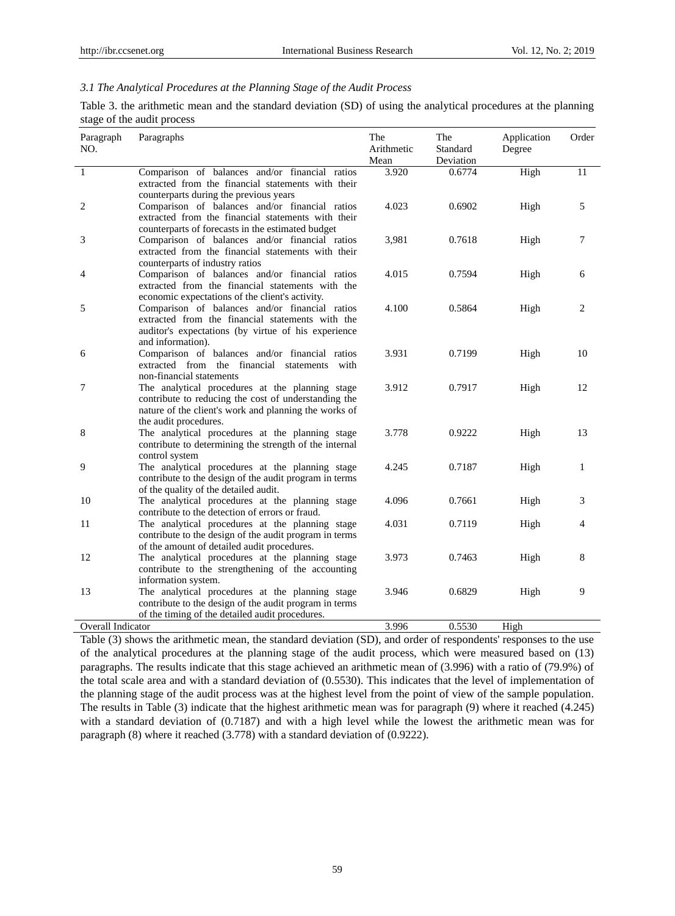### *3.1 The Analytical Procedures at the Planning Stage of the Audit Process*

Table 3. the arithmetic mean and the standard deviation (SD) of using the analytical procedures at the planning stage of the audit process

| Paragraph NO. | Paragraphs | The Arithmetic Mean | The Standard Deviation | Application Degree | Order |
|---|---|---|---|---|---|
| 1 | Comparison of balances and/or financial ratios extracted from the financial statements with their counterparts during the previous years | 3.920 | 0.6774 | High | 11 |
| 2 | Comparison of balances and/or financial ratios extracted from the financial statements with their counterparts of forecasts in the estimated budget | 4.023 | 0.6902 | High | 5 |
| 3 | Comparison of balances and/or financial ratios extracted from the financial statements with their counterparts of industry ratios | 3,981 | 0.7618 | High | 7 |
| 4 | Comparison of balances and/or financial ratios extracted from the financial statements with the economic expectations of the client's activity. | 4.015 | 0.7594 | High | 6 |
| 5 | Comparison of balances and/or financial ratios extracted from the financial statements with the auditor's expectations (by virtue of his experience and information). | 4.100 | 0.5864 | High | 2 |
| 6 | Comparison of balances and/or financial ratios extracted from the financial statements with non-financial statements | 3.931 | 0.7199 | High | 10 |
| 7 | The analytical procedures at the planning stage contribute to reducing the cost of understanding the nature of the client's work and planning the works of the audit procedures. | 3.912 | 0.7917 | High | 12 |
| 8 | The analytical procedures at the planning stage contribute to determining the strength of the internal control system | 3.778 | 0.9222 | High | 13 |
| 9 | The analytical procedures at the planning stage contribute to the design of the audit program in terms of the quality of the detailed audit. | 4.245 | 0.7187 | High | 1 |
| 10 | The analytical procedures at the planning stage contribute to the detection of errors or fraud. | 4.096 | 0.7661 | High | 3 |
| 11 | The analytical procedures at the planning stage contribute to the design of the audit program in terms of the amount of detailed audit procedures. | 4.031 | 0.7119 | High | 4 |
| 12 | The analytical procedures at the planning stage contribute to the strengthening of the accounting information system. | 3.973 | 0.7463 | High | 8 |
| 13 | The analytical procedures at the planning stage contribute to the design of the audit program in terms of the timing of the detailed audit procedures. | 3.946 | 0.6829 | High | 9 |
| Overall Indicator | | 3.996 | 0.5530 | High | |

Table (3) shows the arithmetic mean, the standard deviation (SD), and order of respondents' responses to the use of the analytical procedures at the planning stage of the audit process, which were measured based on (13) paragraphs. The results indicate that this stage achieved an arithmetic mean of (3.996) with a ratio of (79.9%) of the total scale area and with a standard deviation of (0.5530). This indicates that the level of implementation of the planning stage of the audit process was at the highest level from the point of view of the sample population. The results in Table (3) indicate that the highest arithmetic mean was for paragraph (9) where it reached (4.245) with a standard deviation of (0.7187) and with a high level while the lowest the arithmetic mean was for paragraph (8) where it reached (3.778) with a standard deviation of (0.9222).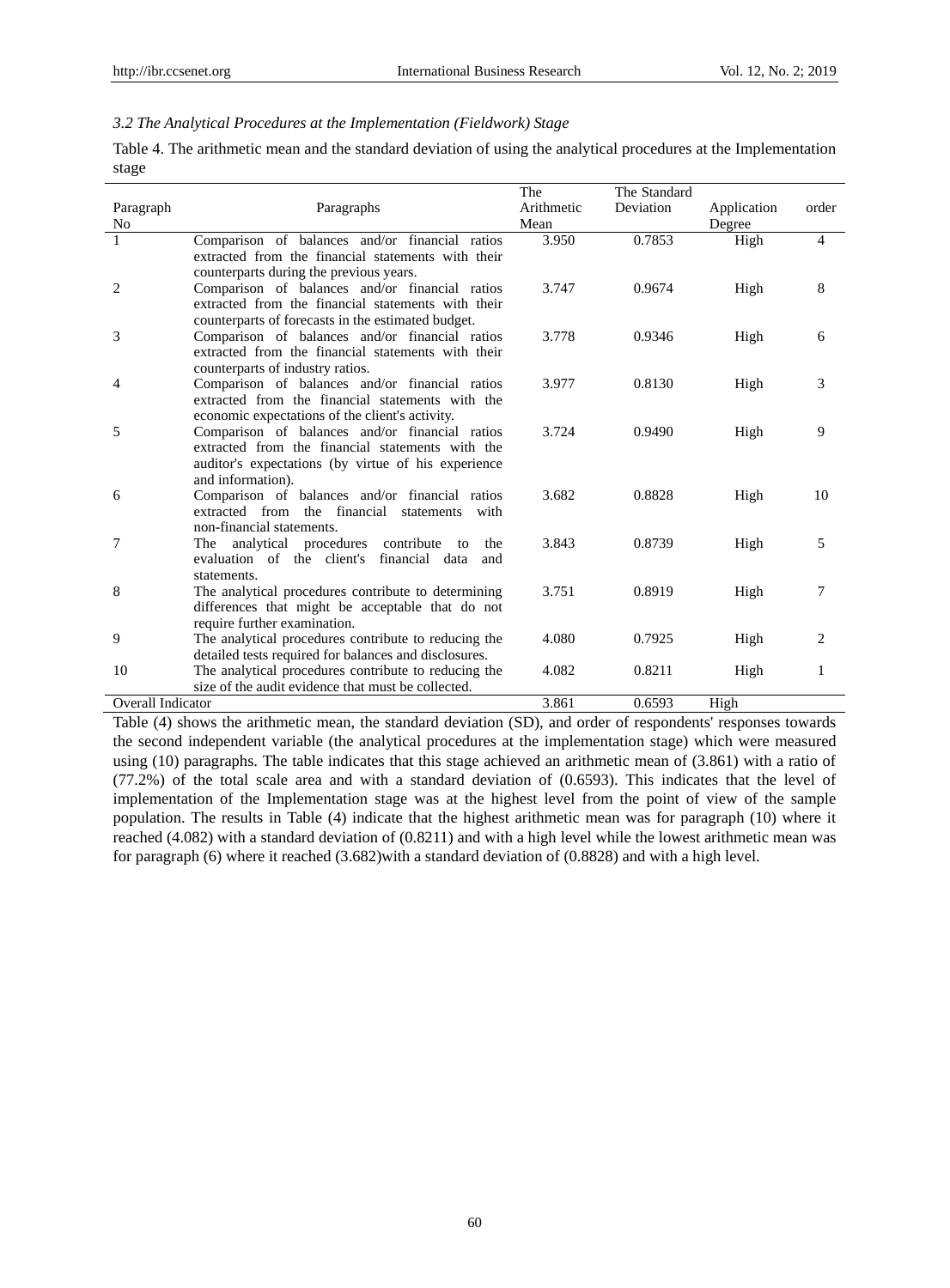### *3.2 The Analytical Procedures at the Implementation (Fieldwork) Stage*

Table 4. The arithmetic mean and the standard deviation of using the analytical procedures at the Implementation stage

| Paragraph No | Paragraphs | The Arithmetic Mean | The Standard Deviation | Application Degree | order |
|---|---|---|---|---|---|
| 1 | Comparison of balances and/or financial ratios extracted from the financial statements with their counterparts during the previous years. | 3.950 | 0.7853 | High | 4 |
| 2 | Comparison of balances and/or financial ratios extracted from the financial statements with their counterparts of forecasts in the estimated budget. | 3.747 | 0.9674 | High | 8 |
| 3 | Comparison of balances and/or financial ratios extracted from the financial statements with their counterparts of industry ratios. | 3.778 | 0.9346 | High | 6 |
| 4 | Comparison of balances and/or financial ratios extracted from the financial statements with the economic expectations of the client's activity. | 3.977 | 0.8130 | High | 3 |
| 5 | Comparison of balances and/or financial ratios extracted from the financial statements with the auditor's expectations (by virtue of his experience and information). | 3.724 | 0.9490 | High | 9 |
| 6 | Comparison of balances and/or financial ratios extracted from the financial statements with non-financial statements. | 3.682 | 0.8828 | High | 10 |
| 7 | The analytical procedures contribute to the evaluation of the client's financial data and statements. | 3.843 | 0.8739 | High | 5 |
| 8 | The analytical procedures contribute to determining differences that might be acceptable that do not require further examination. | 3.751 | 0.8919 | High | 7 |
| 9 | The analytical procedures contribute to reducing the detailed tests required for balances and disclosures. | 4.080 | 0.7925 | High | 2 |
| 10 | The analytical procedures contribute to reducing the size of the audit evidence that must be collected. | 4.082 | 0.8211 | High | 1 |
| Overall Indicator | | 3.861 | 0.6593 | High | |

Table (4) shows the arithmetic mean, the standard deviation (SD), and order of respondents' responses towards the second independent variable (the analytical procedures at the implementation stage) which were measured using (10) paragraphs. The table indicates that this stage achieved an arithmetic mean of (3.861) with a ratio of (77.2%) of the total scale area and with a standard deviation of (0.6593). This indicates that the level of implementation of the Implementation stage was at the highest level from the point of view of the sample population. The results in Table (4) indicate that the highest arithmetic mean was for paragraph (10) where it reached (4.082) with a standard deviation of (0.8211) and with a high level while the lowest arithmetic mean was for paragraph (6) where it reached (3.682)with a standard deviation of (0.8828) and with a high level.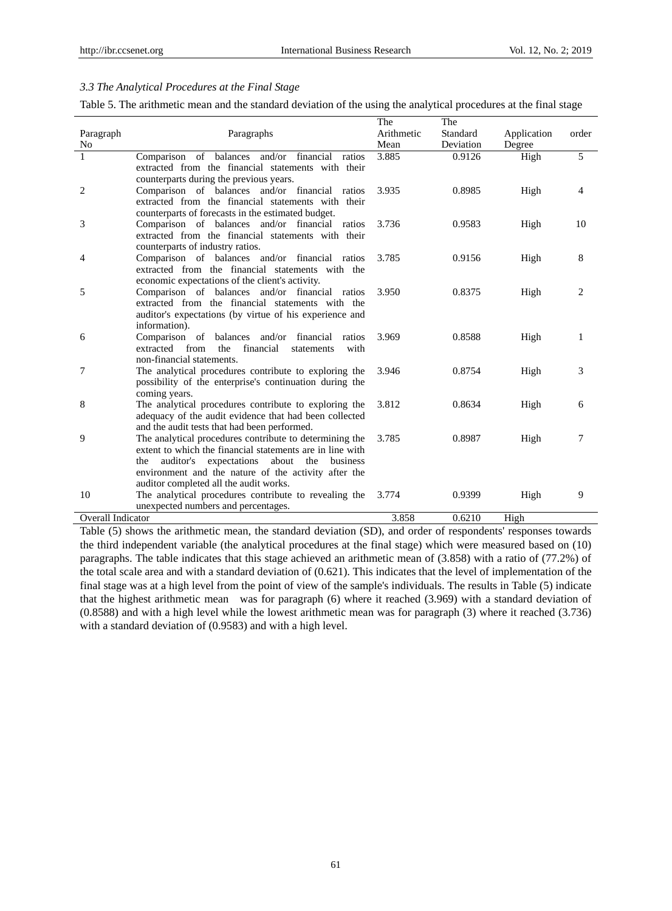### *3.3 The Analytical Procedures at the Final Stage*

Table 5. The arithmetic mean and the standard deviation of the using the analytical procedures at the final stage

| Paragraph No | Paragraphs | The Arithmetic Mean | The Standard Deviation | Application Degree | order |
|---|---|---|---|---|---|
| 1 | Comparison of balances and/or financial ratios extracted from the financial statements with their counterparts during the previous years. | 3.885 | 0.9126 | High | 5 |
| 2 | Comparison of balances and/or financial ratios extracted from the financial statements with their counterparts of forecasts in the estimated budget. | 3.935 | 0.8985 | High | 4 |
| 3 | Comparison of balances and/or financial ratios extracted from the financial statements with their counterparts of industry ratios. | 3.736 | 0.9583 | High | 10 |
| 4 | Comparison of balances and/or financial ratios extracted from the financial statements with the economic expectations of the client's activity. | 3.785 | 0.9156 | High | 8 |
| 5 | Comparison of balances and/or financial ratios extracted from the financial statements with the auditor's expectations (by virtue of his experience and information). | 3.950 | 0.8375 | High | 2 |
| 6 | Comparison of balances and/or financial ratios extracted from the financial statements with non-financial statements. | 3.969 | 0.8588 | High | 1 |
| 7 | The analytical procedures contribute to exploring the possibility of the enterprise's continuation during the coming years. | 3.946 | 0.8754 | High | 3 |
| 8 | The analytical procedures contribute to exploring the adequacy of the audit evidence that had been collected and the audit tests that had been performed. | 3.812 | 0.8634 | High | 6 |
| 9 | The analytical procedures contribute to determining the extent to which the financial statements are in line with the auditor's expectations about the business environment and the nature of the activity after the auditor completed all the audit works. | 3.785 | 0.8987 | High | 7 |
| 10 | The analytical procedures contribute to revealing the unexpected numbers and percentages. | 3.774 | 0.9399 | High | 9 |
| Overall Indicator | | 3.858 | 0.6210 | High | |

Table (5) shows the arithmetic mean, the standard deviation (SD), and order of respondents' responses towards the third independent variable (the analytical procedures at the final stage) which were measured based on (10) paragraphs. The table indicates that this stage achieved an arithmetic mean of (3.858) with a ratio of (77.2%) of the total scale area and with a standard deviation of (0.621). This indicates that the level of implementation of the final stage was at a high level from the point of view of the sample's individuals. The results in Table (5) indicate that the highest arithmetic mean was for paragraph (6) where it reached (3.969) with a standard deviation of (0.8588) and with a high level while the lowest arithmetic mean was for paragraph (3) where it reached (3.736) with a standard deviation of (0.9583) and with a high level.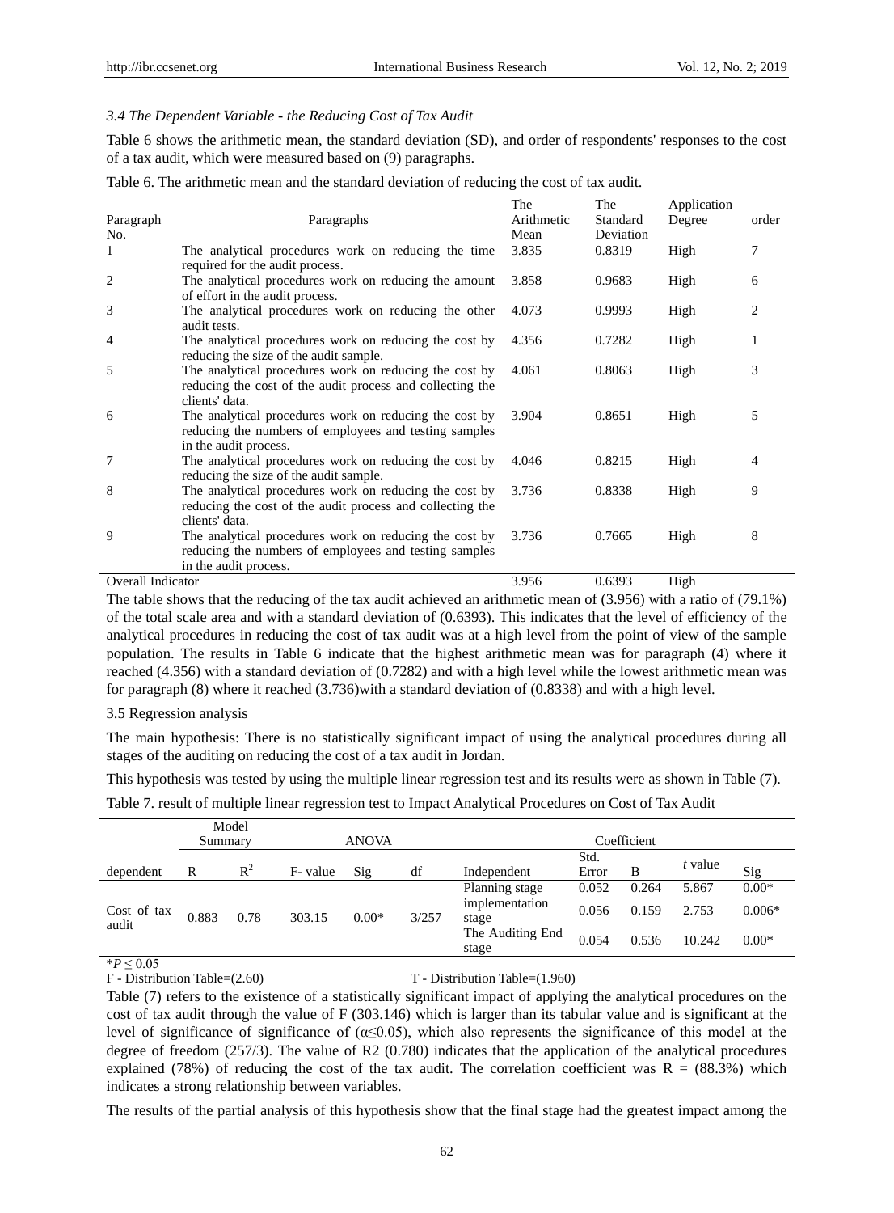*3.4 The Dependent Variable - the Reducing Cost of Tax Audit*

Table 6 shows the arithmetic mean, the standard deviation (SD), and order of respondents' responses to the cost of a tax audit, which were measured based on (9) paragraphs.

Table 6. The arithmetic mean and the standard deviation of reducing the cost of tax audit.

| Paragraph No. | Paragraphs | The Arithmetic Mean | The Standard Deviation | Application Degree | order |
|---|---|---|---|---|---|
| 1 | The analytical procedures work on reducing the time required for the audit process. | 3.835 | 0.8319 | High | 7 |
| 2 | The analytical procedures work on reducing the amount of effort in the audit process. | 3.858 | 0.9683 | High | 6 |
| 3 | The analytical procedures work on reducing the other audit tests. | 4.073 | 0.9993 | High | 2 |
| 4 | The analytical procedures work on reducing the cost by reducing the size of the audit sample. | 4.356 | 0.7282 | High | 1 |
| 5 | The analytical procedures work on reducing the cost by reducing the cost of the audit process and collecting the clients' data. | 4.061 | 0.8063 | High | 3 |
| 6 | The analytical procedures work on reducing the cost by reducing the numbers of employees and testing samples in the audit process. | 3.904 | 0.8651 | High | 5 |
| 7 | The analytical procedures work on reducing the cost by reducing the size of the audit sample. | 4.046 | 0.8215 | High | 4 |
| 8 | The analytical procedures work on reducing the cost by reducing the cost of the audit process and collecting the clients' data. | 3.736 | 0.8338 | High | 9 |
| 9 | The analytical procedures work on reducing the cost by reducing the numbers of employees and testing samples in the audit process. | 3.736 | 0.7665 | High | 8 |
| Overall Indicator | | 3.956 | 0.6393 | High | |

The table shows that the reducing of the tax audit achieved an arithmetic mean of (3.956) with a ratio of (79.1%) of the total scale area and with a standard deviation of (0.6393). This indicates that the level of efficiency of the analytical procedures in reducing the cost of tax audit was at a high level from the point of view of the sample population. The results in Table 6 indicate that the highest arithmetic mean was for paragraph (4) where it reached (4.356) with a standard deviation of (0.7282) and with a high level while the lowest arithmetic mean was for paragraph (8) where it reached (3.736)with a standard deviation of (0.8338) and with a high level.

3.5 Regression analysis

The main hypothesis: There is no statistically significant impact of using the analytical procedures during all stages of the auditing on reducing the cost of a tax audit in Jordan.

This hypothesis was tested by using the multiple linear regression test and its results were as shown in Table (7).

Table 7. result of multiple linear regression test to Impact Analytical Procedures on Cost of Tax Audit

| | Model Summary | | ANOVA | | | Coefficient | | | | |
|---|---|---|---|---|---|---|---|---|---|---|
| dependent | R | $R^2$ | F- value | Sig | df | Independent | Std. Error | B | *t* value | Sig |
| Cost of tax audit | 0.883 | 0.78 | 303.15 | 0.00* | 3/257 | Planning stage | 0.052 | 0.264 | 5.867 | 0.00* |
| | | | | | | implementation stage | 0.056 | 0.159 | 2.753 | 0.006* |
| | | | | | | The Auditing End stage | 0.054 | 0.536 | 10.242 | 0.00* |

$*P \leq 0.05$

F - Distribution Table=(2.60) T - Distribution Table=(1.960)

Table (7) refers to the existence of a statistically significant impact of applying the analytical procedures on the cost of tax audit through the value of F (303.146) which is larger than its tabular value and is significant at the level of significance of significance of ($\alpha \leq 0.05$), which also represents the significance of this model at the degree of freedom (257/3). The value of R2 (0.780) indicates that the application of the analytical procedures explained (78%) of reducing the cost of the tax audit. The correlation coefficient was R = (88.3%) which indicates a strong relationship between variables.

The results of the partial analysis of this hypothesis show that the final stage had the greatest impact among the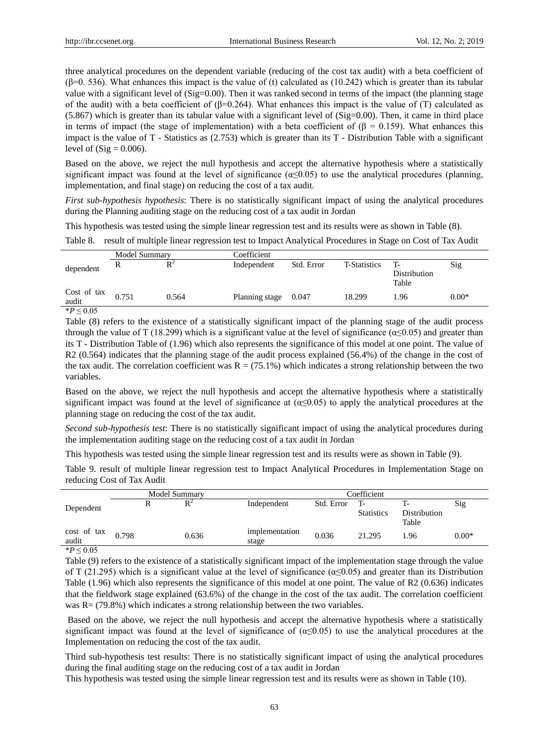three analytical procedures on the dependent variable (reducing of the cost tax audit) with a beta coefficient of (β=0. 536). What enhances this impact is the value of (t) calculated as (10.242) which is greater than its tabular value with a significant level of (Sig=0.00). Then it was ranked second in terms of the impact (the planning stage of the audit) with a beta coefficient of (β=0.264). What enhances this impact is the value of (T) calculated as (5.867) which is greater than its tabular value with a significant level of (Sig=0.00). Then, it came in third place in terms of impact (the stage of implementation) with a beta coefficient of (β = 0.159). What enhances this impact is the value of T - Statistics as (2.753) which is greater than its T - Distribution Table with a significant level of (Sig = 0.006).

Based on the above, we reject the null hypothesis and accept the alternative hypothesis where a statistically significant impact was found at the level of significance (α≤0.05) to use the analytical procedures (planning, implementation, and final stage) on reducing the cost of a tax audit.

*First sub-hypothesis hypothesis*: There is no statistically significant impact of using the analytical procedures during the Planning auditing stage on the reducing cost of a tax audit in Jordan

This hypothesis was tested using the simple linear regression test and its results were as shown in Table (8).

Table 8. result of multiple linear regression test to Impact Analytical Procedures in Stage on Cost of Tax Audit

| | Model Summary | | Coefficient | | | | |
|---|---|---|---|---|---|---|---|
| dependent | R | $R^2$ | Independent | Std. Error | T-Statistics | T-Distribution Table | Sig |
| Cost of tax audit | 0.751 | 0.564 | Planning stage | 0.047 | 18.299 | 1.96 | 0.00* |

*$P \leq 0.05$

Table (8) refers to the existence of a statistically significant impact of the planning stage of the audit process through the value of T (18.299) which is a significant value at the level of significance (α≤0.05) and greater than its T - Distribution Table of (1.96) which also represents the significance of this model at one point. The value of R2 (0.564) indicates that the planning stage of the audit process explained (56.4%) of the change in the cost of the tax audit. The correlation coefficient was R = (75.1%) which indicates a strong relationship between the two variables.

Based on the above, we reject the null hypothesis and accept the alternative hypothesis where a statistically significant impact was found at the level of significance at (α≤0.05) to apply the analytical procedures at the planning stage on reducing the cost of the tax audit.

*Second sub-hypothesis test*: There is no statistically significant impact of using the analytical procedures during the implementation auditing stage on the reducing cost of a tax audit in Jordan

This hypothesis was tested using the simple linear regression test and its results were as shown in Table (9).

Table 9. result of multiple linear regression test to Impact Analytical Procedures in Implementation Stage on reducing Cost of Tax Audit

| | Model Summary | | Coefficient | | | | |
|---|---|---|---|---|---|---|---|
| Dependent | R | $R^2$ | Independent | Std. Error | T-Statistics | T-Distribution Table | Sig |
| cost of tax audit | 0.798 | 0.636 | implementation stage | 0.036 | 21.295 | 1.96 | 0.00* |

*$P \leq 0.05$

Table (9) refers to the existence of a statistically significant impact of the implementation stage through the value of T (21.295) which is a significant value at the level of significance (α≤0.05) and greater than its Distribution Table (1.96) which also represents the significance of this model at one point. The value of R2 (0.636) indicates that the fieldwork stage explained (63.6%) of the change in the cost of the tax audit. The correlation coefficient was R= (79.8%) which indicates a strong relationship between the two variables.

Based on the above, we reject the null hypothesis and accept the alternative hypothesis where a statistically significant impact was found at the level of significance of (α≤0.05) to use the analytical procedures at the Implementation on reducing the cost of the tax audit.

Third sub-hypothesis test results: There is no statistically significant impact of using the analytical procedures during the final auditing stage on the reducing cost of a tax audit in Jordan

This hypothesis was tested using the simple linear regression test and its results were as shown in Table (10).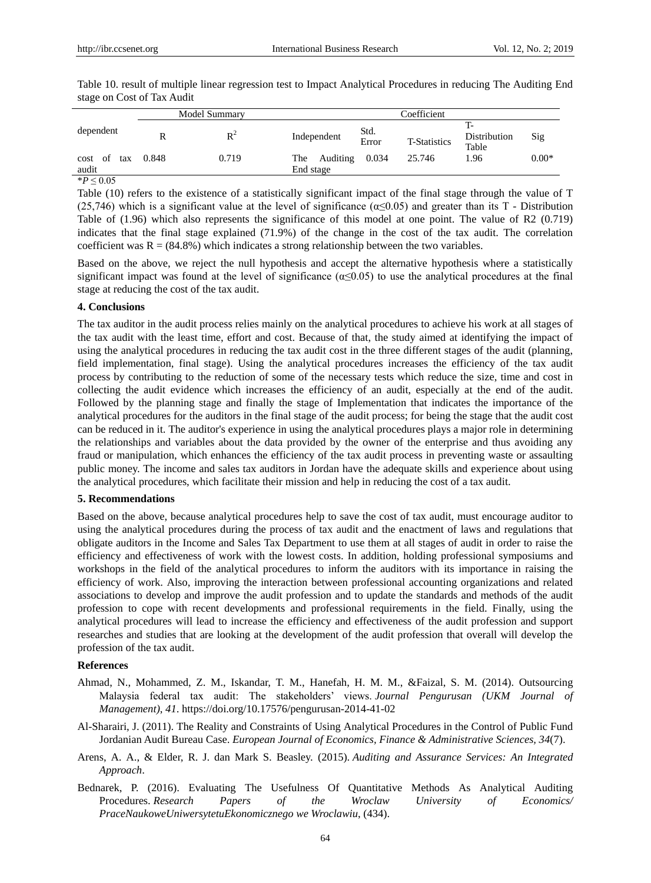Table 10. result of multiple linear regression test to Impact Analytical Procedures in reducing The Auditing End stage on Cost of Tax Audit

| dependent | Model Summary | | Coefficient | | | | |
|---|---|---|---|---|---|---|---|
| | R | $R^2$ | Independent | Std. Error | T-Statistics | T-Distribution Table | Sig |
| cost of tax audit | 0.848 | 0.719 | The Auditing End stage | 0.034 | 25.746 | 1.96 | 0.00* |

*$P \leq 0.05$

Table (10) refers to the existence of a statistically significant impact of the final stage through the value of T (25,746) which is a significant value at the level of significance ($\alpha \leq 0.05$) and greater than its T - Distribution Table of (1.96) which also represents the significance of this model at one point. The value of R2 (0.719) indicates that the final stage explained (71.9%) of the change in the cost of the tax audit. The correlation coefficient was R = (84.8%) which indicates a strong relationship between the two variables.

Based on the above, we reject the null hypothesis and accept the alternative hypothesis where a statistically significant impact was found at the level of significance ($\alpha \leq 0.05$) to use the analytical procedures at the final stage at reducing the cost of the tax audit.

## 4. Conclusions

The tax auditor in the audit process relies mainly on the analytical procedures to achieve his work at all stages of the tax audit with the least time, effort and cost. Because of that, the study aimed at identifying the impact of using the analytical procedures in reducing the tax audit cost in the three different stages of the audit (planning, field implementation, final stage). Using the analytical procedures increases the efficiency of the tax audit process by contributing to the reduction of some of the necessary tests which reduce the size, time and cost in collecting the audit evidence which increases the efficiency of an audit, especially at the end of the audit. Followed by the planning stage and finally the stage of Implementation that indicates the importance of the analytical procedures for the auditors in the final stage of the audit process; for being the stage that the audit cost can be reduced in it. The auditor's experience in using the analytical procedures plays a major role in determining the relationships and variables about the data provided by the owner of the enterprise and thus avoiding any fraud or manipulation, which enhances the efficiency of the tax audit process in preventing waste or assaulting public money. The income and sales tax auditors in Jordan have the adequate skills and experience about using the analytical procedures, which facilitate their mission and help in reducing the cost of a tax audit.

## 5. Recommendations

Based on the above, because analytical procedures help to save the cost of tax audit, must encourage auditor to using the analytical procedures during the process of tax audit and the enactment of laws and regulations that obligate auditors in the Income and Sales Tax Department to use them at all stages of audit in order to raise the efficiency and effectiveness of work with the lowest costs. In addition, holding professional symposiums and workshops in the field of the analytical procedures to inform the auditors with its importance in raising the efficiency of work. Also, improving the interaction between professional accounting organizations and related associations to develop and improve the audit profession and to update the standards and methods of the audit profession to cope with recent developments and professional requirements in the field. Finally, using the analytical procedures will lead to increase the efficiency and effectiveness of the audit profession and support researches and studies that are looking at the development of the audit profession that overall will develop the profession of the tax audit.

## References

Ahmad, N., Mohammed, Z. M., Iskandar, T. M., Hanefah, H. M. M., &Faizal, S. M. (2014). Outsourcing Malaysia federal tax audit: The stakeholders' views. *Journal Pengurusan (UKM Journal of Management)*, *41*. https://doi.org/10.17576/pengurusan-2014-41-02

Al-Sharairi, J. (2011). The Reality and Constraints of Using Analytical Procedures in the Control of Public Fund Jordanian Audit Bureau Case. *European Journal of Economics, Finance & Administrative Sciences, 34*(7).

Arens, A. A., & Elder, R. J. dan Mark S. Beasley. (2015). *Auditing and Assurance Services: An Integrated Approach*.

Bednarek, P. (2016). Evaluating The Usefulness Of Quantitative Methods As Analytical Auditing Procedures. *Research Papers of the Wroclaw University of Economics/ PraceNaukoweUniwersytetuEkonomicznego we Wroclawiu*, (434).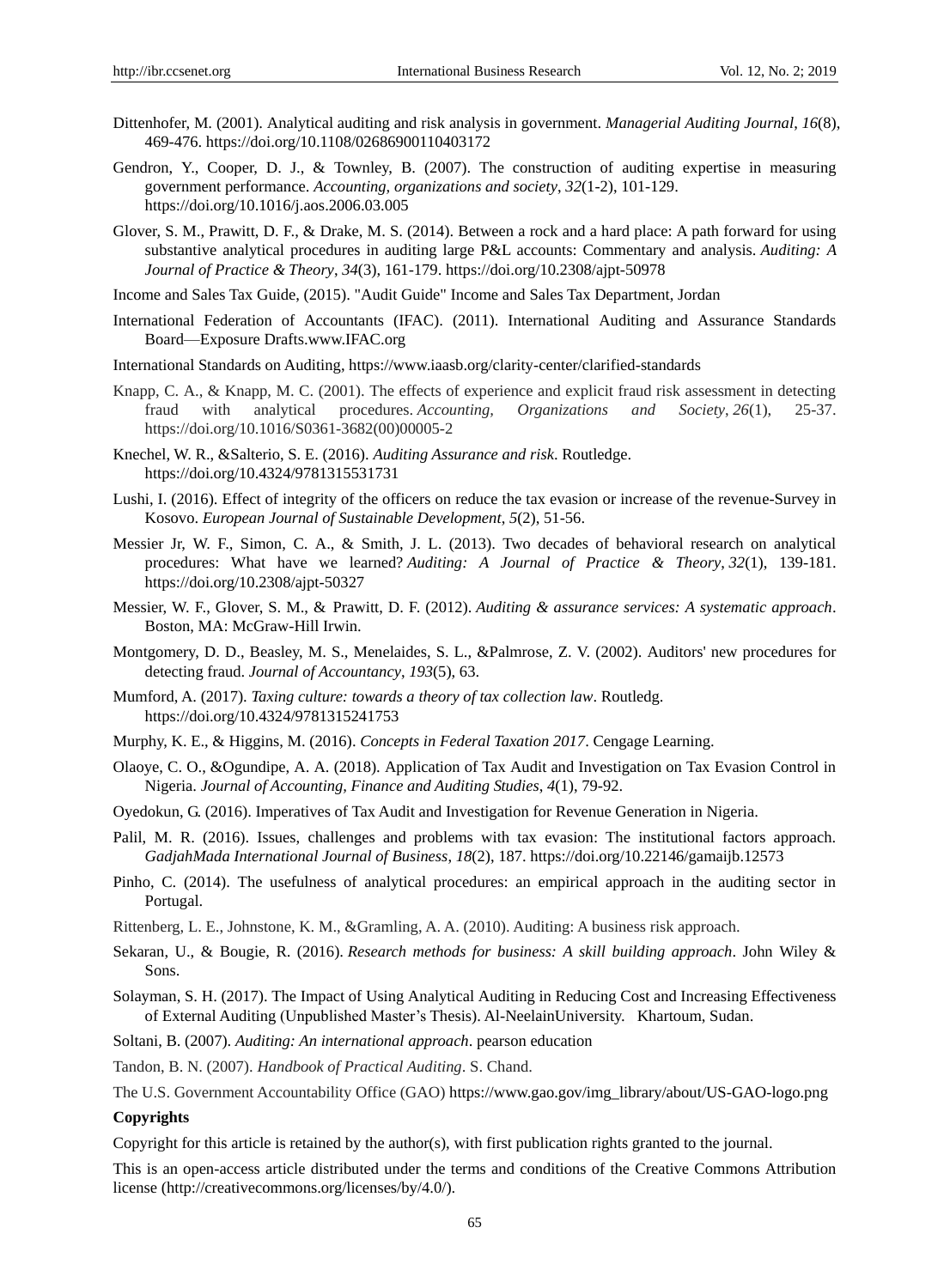Dittenhofer, M. (2001). Analytical auditing and risk analysis in government. *Managerial Auditing Journal*, *16*(8), 469-476. https://doi.org/10.1108/02686900110403172

Gendron, Y., Cooper, D. J., & Townley, B. (2007). The construction of auditing expertise in measuring government performance. *Accounting, organizations and society*, *32*(1-2), 101-129. https://doi.org/10.1016/j.aos.2006.03.005

Glover, S. M., Prawitt, D. F., & Drake, M. S. (2014). Between a rock and a hard place: A path forward for using substantive analytical procedures in auditing large P&L accounts: Commentary and analysis. *Auditing: A Journal of Practice & Theory*, *34*(3), 161-179. https://doi.org/10.2308/ajpt-50978

Income and Sales Tax Guide, (2015). "Audit Guide" Income and Sales Tax Department, Jordan

International Federation of Accountants (IFAC). (2011). International Auditing and Assurance Standards Board—Exposure Drafts.www.IFAC.org

International Standards on Auditing, https://www.iaasb.org/clarity-center/clarified-standards

Knapp, C. A., & Knapp, M. C. (2001). The effects of experience and explicit fraud risk assessment in detecting fraud with analytical procedures. *Accounting, Organizations and Society*, *26*(1), 25-37. https://doi.org/10.1016/S0361-3682(00)00005-2

Knechel, W. R., &Salterio, S. E. (2016). *Auditing Assurance and risk*. Routledge. https://doi.org/10.4324/9781315531731

Lushi, I. (2016). Effect of integrity of the officers on reduce the tax evasion or increase of the revenue-Survey in Kosovo. *European Journal of Sustainable Development*, *5*(2), 51-56.

Messier Jr, W. F., Simon, C. A., & Smith, J. L. (2013). Two decades of behavioral research on analytical procedures: What have we learned? *Auditing: A Journal of Practice & Theory*, *32*(1), 139-181. https://doi.org/10.2308/ajpt-50327

Messier, W. F., Glover, S. M., & Prawitt, D. F. (2012). *Auditing & assurance services: A systematic approach*. Boston, MA: McGraw-Hill Irwin.

Montgomery, D. D., Beasley, M. S., Menelaides, S. L., &Palmrose, Z. V. (2002). Auditors' new procedures for detecting fraud. *Journal of Accountancy*, *193*(5), 63.

Mumford, A. (2017). *Taxing culture: towards a theory of tax collection law*. Routledg. https://doi.org/10.4324/9781315241753

Murphy, K. E., & Higgins, M. (2016). *Concepts in Federal Taxation 2017*. Cengage Learning.

Olaoye, C. O., &Ogundipe, A. A. (2018). Application of Tax Audit and Investigation on Tax Evasion Control in Nigeria. *Journal of Accounting, Finance and Auditing Studies*, *4*(1), 79-92.

Oyedokun, G. (2016). Imperatives of Tax Audit and Investigation for Revenue Generation in Nigeria.

Palil, M. R. (2016). Issues, challenges and problems with tax evasion: The institutional factors approach. *GadjahMada International Journal of Business*, *18*(2), 187. https://doi.org/10.22146/gamaijb.12573

Pinho, C. (2014). The usefulness of analytical procedures: an empirical approach in the auditing sector in Portugal.

Rittenberg, L. E., Johnstone, K. M., &Gramling, A. A. (2010). Auditing: A business risk approach.

Sekaran, U., & Bougie, R. (2016). *Research methods for business: A skill building approach*. John Wiley & Sons.

Solayman, S. H. (2017). The Impact of Using Analytical Auditing in Reducing Cost and Increasing Effectiveness of External Auditing (Unpublished Master's Thesis). Al-NeelainUniversity. Khartoum, Sudan.

Soltani, B. (2007). *Auditing: An international approach*. pearson education

Tandon, B. N. (2007). *Handbook of Practical Auditing*. S. Chand.

The U.S. Government Accountability Office (GAO) https://www.gao.gov/img_library/about/US-GAO-logo.png

**Copyrights**

Copyright for this article is retained by the author(s), with first publication rights granted to the journal.

This is an open-access article distributed under the terms and conditions of the Creative Commons Attribution license (http://creativecommons.org/licenses/by/4.0/).